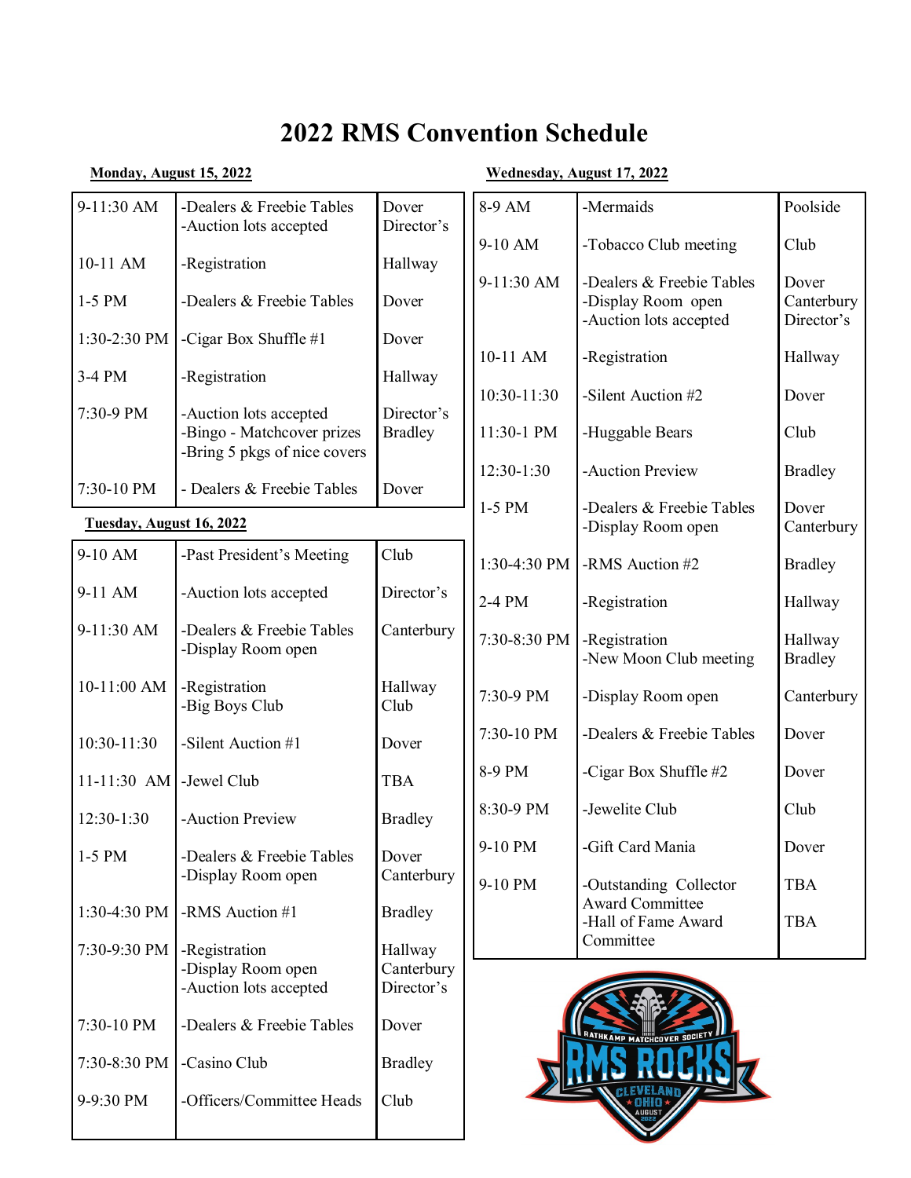# 2022 RMS Convention Schedule

**Monday, August 15, 2022**

| | | |
|---|---|---|
| 9-11:30 AM | -Dealers & Freebie Tables<br>-Auction lots accepted | Dover<br>Director's |
| 10-11 AM | -Registration | Hallway |
| 1-5 PM | -Dealers & Freebie Tables | Dover |
| 1:30-2:30 PM | -Cigar Box Shuffle #1 | Dover |
| 3-4 PM | -Registration | Hallway |
| 7:30-9 PM | -Auction lots accepted<br>-Bingo - Matchcover prizes<br>-Bring 5 pkgs of nice covers | Director's<br>Bradley |
| 7:30-10 PM | - Dealers & Freebie Tables | Dover |

**Tuesday, August 16, 2022**

| | | |
|---|---|---|
| 9-10 AM | -Past President's Meeting | Club |
| 9-11 AM | -Auction lots accepted | Director's |
| 9-11:30 AM | -Dealers & Freebie Tables<br>-Display Room open | Canterbury |
| 10-11:00 AM | -Registration<br>-Big Boys Club | Hallway<br>Club |
| 10:30-11:30 | -Silent Auction #1 | Dover |
| 11-11:30 AM | -Jewel Club | TBA |
| 12:30-1:30 | -Auction Preview | Bradley |
| 1-5 PM | -Dealers & Freebie Tables<br>-Display Room open | Dover<br>Canterbury |
| 1:30-4:30 PM | -RMS Auction #1 | Bradley |
| 7:30-9:30 PM | -Registration<br>-Display Room open<br>-Auction lots accepted | Hallway<br>Canterbury<br>Director's |
| 7:30-10 PM | -Dealers & Freebie Tables | Dover |
| 7:30-8:30 PM | -Casino Club | Bradley |
| 9-9:30 PM | -Officers/Committee Heads | Club |

**Wednesday, August 17, 2022**

| | | |
|---|---|---|
| 8-9 AM | -Mermaids | Poolside |
| 9-10 AM | -Tobacco Club meeting | Club |
| 9-11:30 AM | -Dealers & Freebie Tables<br>-Display Room open<br>-Auction lots accepted | Dover<br>Canterbury<br>Director's |
| 10-11 AM | -Registration | Hallway |
| 10:30-11:30 | -Silent Auction #2 | Dover |
| 11:30-1 PM | -Huggable Bears | Club |
| 12:30-1:30 | -Auction Preview | Bradley |
| 1-5 PM | -Dealers & Freebie Tables<br>-Display Room open | Dover<br>Canterbury |
| 1:30-4:30 PM | -RMS Auction #2 | Bradley |
| 2-4 PM | -Registration | Hallway |
| 7:30-8:30 PM | -Registration<br>-New Moon Club meeting | Hallway<br>Bradley |
| 7:30-9 PM | -Display Room open | Canterbury |
| 7:30-10 PM | -Dealers & Freebie Tables | Dover |
| 8-9 PM | -Cigar Box Shuffle #2 | Dover |
| 8:30-9 PM | -Jewelite Club | Club |
| 9-10 PM | -Gift Card Mania | Dover |
| 9-10 PM | -Outstanding Collector Award Committee<br>-Hall of Fame Award Committee | TBA<br>TBA |

RATHKAMP MATCHCOVER SOCIETY
RMS ROCKS
CLEVELAND OHIO AUGUST 2022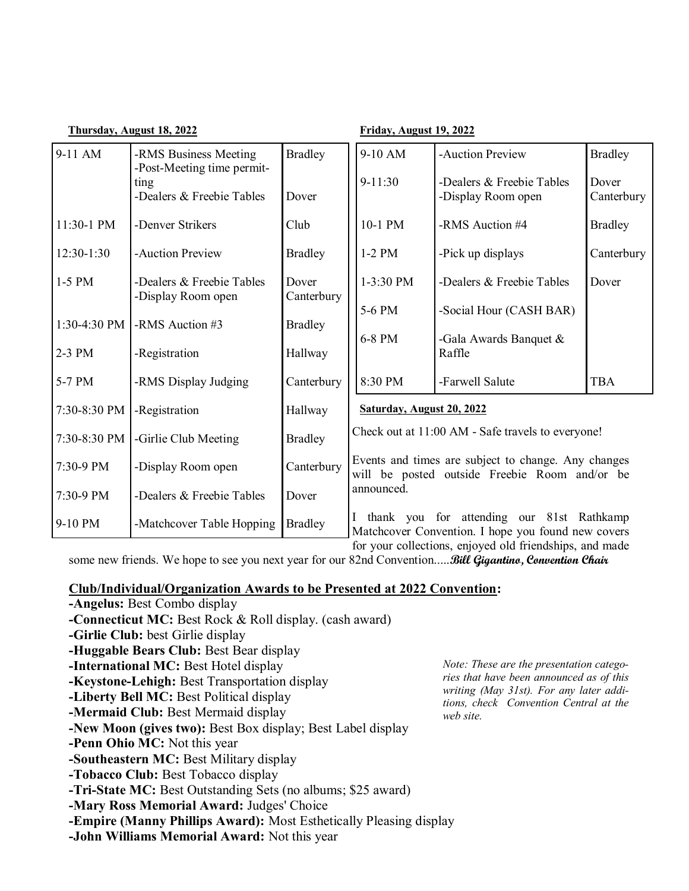**Thursday, August 18, 2022**

| | | |
|---|---|---|
| 9-11 AM | -RMS Business Meeting<br>-Post-Meeting time permitting<br>-Dealers & Freebie Tables | Bradley<br><br>Dover |
| 11:30-1 PM | -Denver Strikers | Club |
| 12:30-1:30 | -Auction Preview | Bradley |
| 1-5 PM | -Dealers & Freebie Tables<br>-Display Room open | Dover<br>Canterbury |
| 1:30-4:30 PM | -RMS Auction #3 | Bradley |
| 2-3 PM | -Registration | Hallway |
| 5-7 PM | -RMS Display Judging | Canterbury |
| 7:30-8:30 PM | -Registration | Hallway |
| 7:30-8:30 PM | -Girlie Club Meeting | Bradley |
| 7:30-9 PM | -Display Room open | Canterbury |
| 7:30-9 PM | -Dealers & Freebie Tables | Dover |
| 9-10 PM | -Matchcover Table Hopping | Bradley |

**Friday, August 19, 2022**

| | | |
|---|---|---|
| 9-10 AM | -Auction Preview | Bradley |
| 9-11:30 | -Dealers & Freebie Tables<br>-Display Room open | Dover<br>Canterbury |
| 10-1 PM | -RMS Auction #4 | Bradley |
| 1-2 PM | -Pick up displays | Canterbury |
| 1-3:30 PM | -Dealers & Freebie Tables | Dover |
| 5-6 PM | -Social Hour (CASH BAR) | |
| 6-8 PM | -Gala Awards Banquet & Raffle | |
| 8:30 PM | -Farwell Salute | TBA |

**Saturday, August 20, 2022**

Check out at 11:00 AM - Safe travels to everyone!

Events and times are subject to change. Any changes will be posted outside Freebie Room and/or be announced.

I thank you for attending our 81st Rathkamp Matchcover Convention. I hope you found new covers for your collections, enjoyed old friendships, and made some new friends. We hope to see you next year for our 82nd Convention.....***Bill Gigantino, Convention Chair***

**Club/Individual/Organization Awards to be Presented at 2022 Convention:**

- **-Angelus:** Best Combo display
- **-Connecticut MC:** Best Rock & Roll display. (cash award)
- **-Girlie Club:** best Girlie display
- **-Huggable Bears Club:** Best Bear display
- **-International MC:** Best Hotel display
- **-Keystone-Lehigh:** Best Transportation display
- **-Liberty Bell MC:** Best Political display
- **-Mermaid Club:** Best Mermaid display
- **-New Moon (gives two):** Best Box display; Best Label display
- **-Penn Ohio MC:** Not this year
- **-Southeastern MC:** Best Military display
- **-Tobacco Club:** Best Tobacco display
- **-Tri-State MC:** Best Outstanding Sets (no albums; $25 award)
- **-Mary Ross Memorial Award:** Judges' Choice
- **-Empire (Manny Phillips Award):** Most Esthetically Pleasing display
- **-John Williams Memorial Award:** Not this year

*Note: These are the presentation categories that have been announced as of this writing (May 31st). For any later additions, check Convention Central at the web site.*